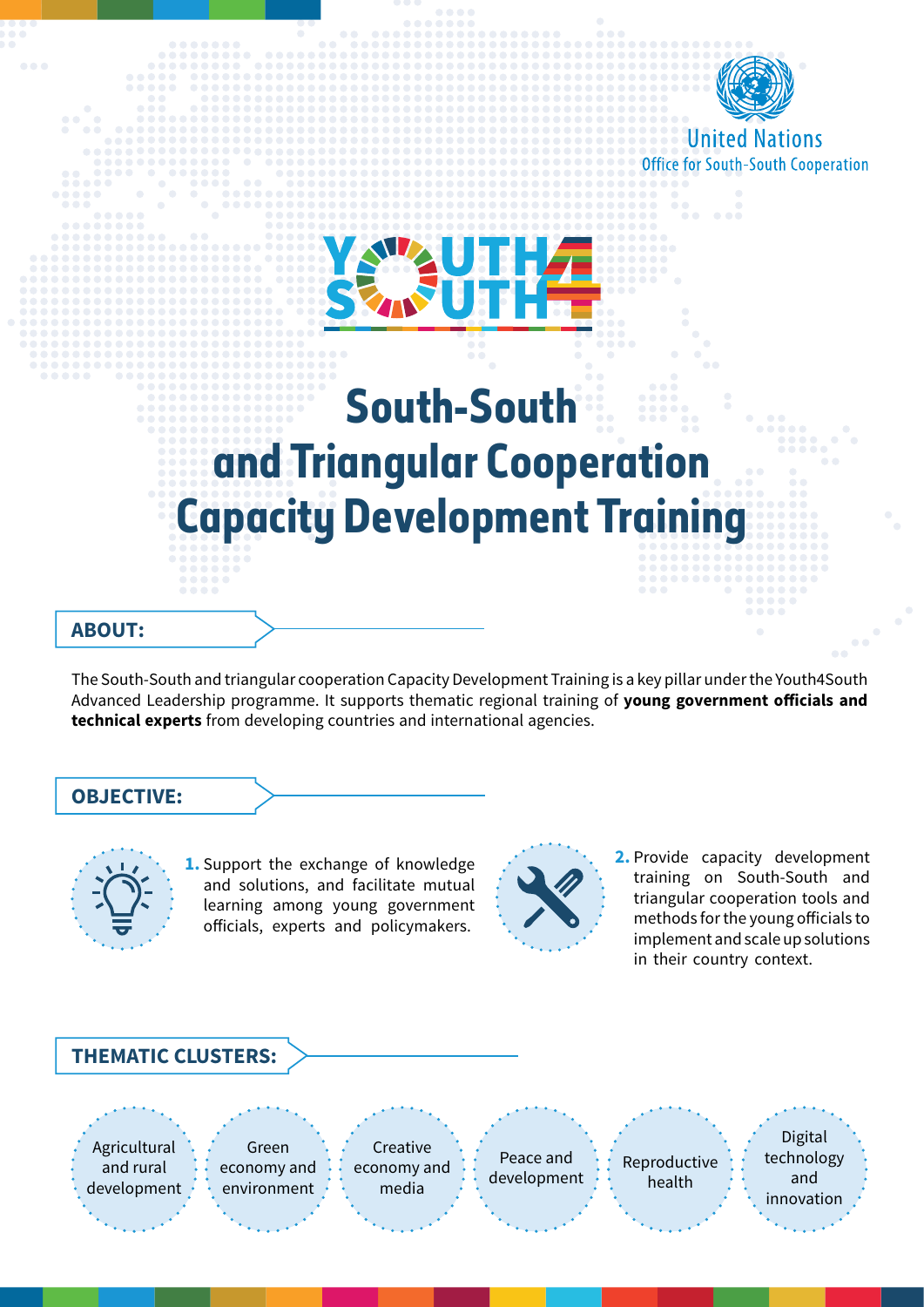United Nations
Office for South-South Cooperation

YOUTH4SOUTH

# South-South and Triangular Cooperation Capacity Development Training

## ABOUT:

The South-South and triangular cooperation Capacity Development Training is a key pillar under the Youth4South Advanced Leadership programme. It supports thematic regional training of **young government officials and technical experts** from developing countries and international agencies.

## OBJECTIVE:

1. Support the exchange of knowledge and solutions, and facilitate mutual learning among young government officials, experts and policymakers.
2. Provide capacity development training on South-South and triangular cooperation tools and methods for the young officials to implement and scale up solutions in their country context.

## THEMATIC CLUSTERS:

- Agricultural and rural development
- Green economy and environment
- Creative economy and media
- Peace and development
- Reproductive health
- Digital technology and innovation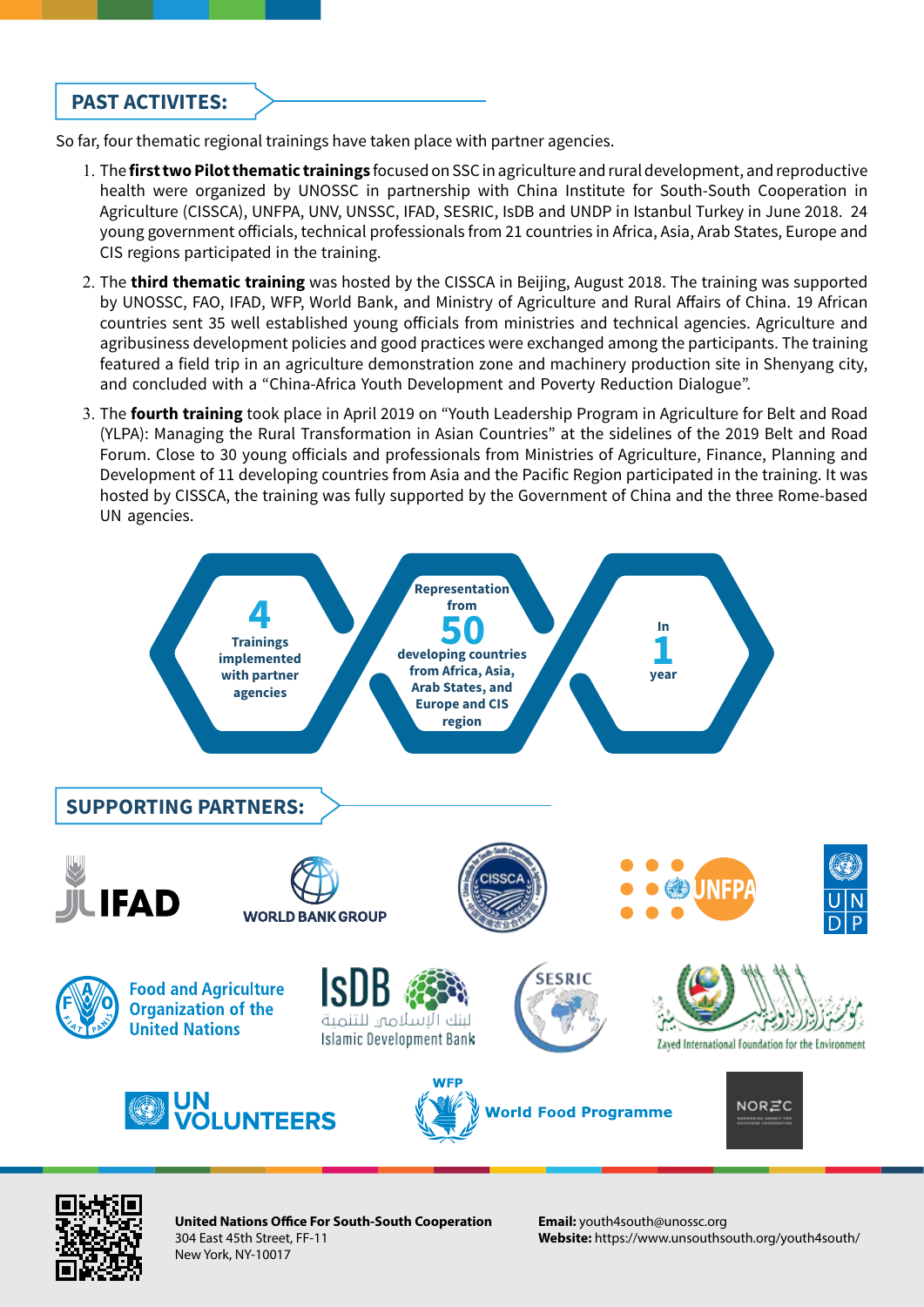## PAST ACTIVITES:

So far, four thematic regional trainings have taken place with partner agencies.

1. The **first two Pilot thematic trainings** focused on SSC in agriculture and rural development, and reproductive health were organized by UNOSSC in partnership with China Institute for South-South Cooperation in Agriculture (CISSCA), UNFPA, UNV, UNSSC, IFAD, SESRIC, IsDB and UNDP in Istanbul Turkey in June 2018. 24 young government officials, technical professionals from 21 countries in Africa, Asia, Arab States, Europe and CIS regions participated in the training.
2. The **third thematic training** was hosted by the CISSCA in Beijing, August 2018. The training was supported by UNOSSC, FAO, IFAD, WFP, World Bank, and Ministry of Agriculture and Rural Affairs of China. 19 African countries sent 35 well established young officials from ministries and technical agencies. Agriculture and agribusiness development policies and good practices were exchanged among the participants. The training featured a field trip in an agriculture demonstration zone and machinery production site in Shenyang city, and concluded with a "China-Africa Youth Development and Poverty Reduction Dialogue".
3. The **fourth training** took place in April 2019 on "Youth Leadership Program in Agriculture for Belt and Road (YLPA): Managing the Rural Transformation in Asian Countries" at the sidelines of the 2019 Belt and Road Forum. Close to 30 young officials and professionals from Ministries of Agriculture, Finance, Planning and Development of 11 developing countries from Asia and the Pacific Region participated in the training. It was hosted by CISSCA, the training was fully supported by the Government of China and the three Rome-based UN agencies.

**4** Trainings implemented with partner agencies

Representation from **50** developing countries from Africa, Asia, Arab States, and Europe and CIS region

In **1** year

## SUPPORTING PARTNERS:

IFAD
WORLD BANK GROUP
CISSCA
UNFPA
UNDP
Food and Agriculture Organization of the United Nations
IsDB بنك الإسلامي للتنمية Islamic Development Bank
SESRIC
Zayed International Foundation for the Environment
UN VOLUNTEERS
WFP World Food Programme
NOREC

**United Nations Office For South-South Cooperation**
304 East 45th Street, FF-11
New York, NY-10017

**Email:** youth4south@unossc.org
**Website:** https://www.unsouthsouth.org/youth4south/